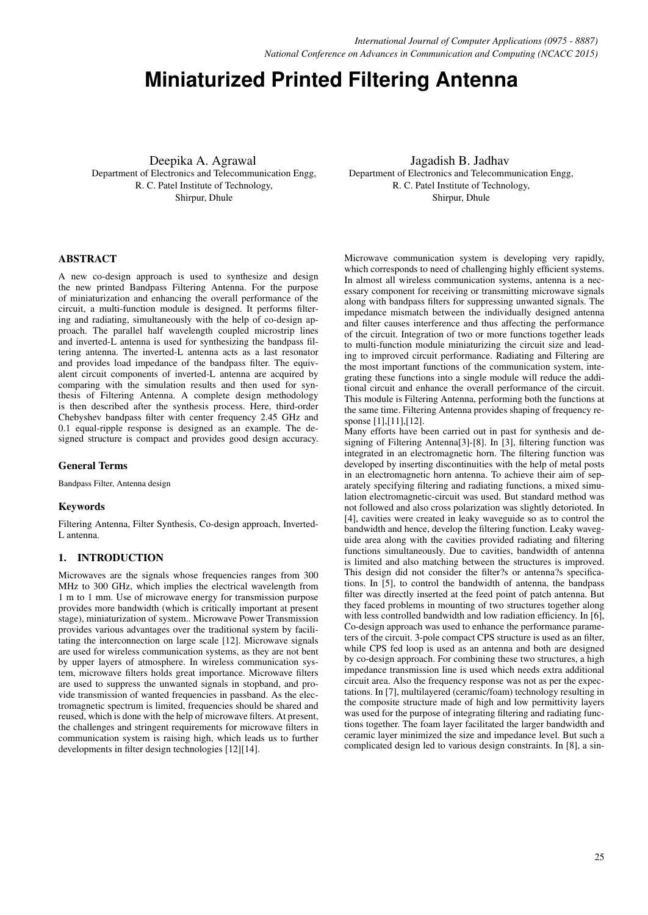# Miniaturized Printed Filtering Antenna

Deepika A. Agrawal
Department of Electronics and Telecommunication Engg,
R. C. Patel Institute of Technology,
Shirpur, Dhule

Jagadish B. Jadhav
Department of Electronics and Telecommunication Engg,
R. C. Patel Institute of Technology,
Shirpur, Dhule

## ABSTRACT

A new co-design approach is used to synthesize and design the new printed Bandpass Filtering Antenna. For the purpose of miniaturization and enhancing the overall performance of the circuit, a multi-function module is designed. It performs filtering and radiating, simultaneously with the help of co-design approach. The parallel half wavelength coupled microstrip lines and inverted-L antenna is used for synthesizing the bandpass filtering antenna. The inverted-L antenna acts as a last resonator and provides load impedance of the bandpass filter. The equivalent circuit components of inverted-L antenna are acquired by comparing with the simulation results and then used for synthesis of Filtering Antenna. A complete design methodology is then described after the synthesis process. Here, third-order Chebyshev bandpass filter with center frequency 2.45 GHz and 0.1 equal-ripple response is designed as an example. The designed structure is compact and provides good design accuracy.

### General Terms

Bandpass Filter, Antenna design

### Keywords

Filtering Antenna, Filter Synthesis, Co-design approach, Inverted-L antenna.

## 1. INTRODUCTION

Microwaves are the signals whose frequencies ranges from 300 MHz to 300 GHz, which implies the electrical wavelength from 1 m to 1 mm. Use of microwave energy for transmission purpose provides more bandwidth (which is critically important at present stage), miniaturization of system.. Microwave Power Transmission provides various advantages over the traditional system by facilitating the interconnection on large scale [12]. Microwave signals are used for wireless communication systems, as they are not bent by upper layers of atmosphere. In wireless communication system, microwave filters holds great importance. Microwave filters are used to suppress the unwanted signals in stopband, and provide transmission of wanted frequencies in passband. As the electromagnetic spectrum is limited, frequencies should be shared and reused, which is done with the help of microwave filters. At present, the challenges and stringent requirements for microwave filters in communication system is raising high, which leads us to further developments in filter design technologies [12][14].

Microwave communication system is developing very rapidly, which corresponds to need of challenging highly efficient systems. In almost all wireless communication systems, antenna is a necessary component for receiving or transmitting microwave signals along with bandpass filters for suppressing unwanted signals. The impedance mismatch between the individually designed antenna and filter causes interference and thus affecting the performance of the circuit. Integration of two or more functions together leads to multi-function module miniaturizing the circuit size and leading to improved circuit performance. Radiating and Filtering are the most important functions of the communication system, integrating these functions into a single module will reduce the additional circuit and enhance the overall performance of the circuit. This module is Filtering Antenna, performing both the functions at the same time. Filtering Antenna provides shaping of frequency response [1],[11],[12].

Many efforts have been carried out in past for synthesis and designing of Filtering Antenna[3]-[8]. In [3], filtering function was integrated in an electromagnetic horn. The filtering function was developed by inserting discontinuities with the help of metal posts in an electromagnetic horn antenna. To achieve their aim of separately specifying filtering and radiating functions, a mixed simulation electromagnetic-circuit was used. But standard method was not followed and also cross polarization was slightly detorioted. In [4], cavities were created in leaky waveguide so as to control the bandwidth and hence, develop the filtering function. Leaky waveguide area along with the cavities provided radiating and filtering functions simultaneously. Due to cavities, bandwidth of antenna is limited and also matching between the structures is improved. This design did not consider the filter?s or antenna?s specifications. In [5], to control the bandwidth of antenna, the bandpass filter was directly inserted at the feed point of patch antenna. But they faced problems in mounting of two structures together along with less controlled bandwidth and low radiation efficiency. In [6], Co-design approach was used to enhance the performance parameters of the circuit. 3-pole compact CPS structure is used as an filter, while CPS fed loop is used as an antenna and both are designed by co-design approach. For combining these two structures, a high impedance transmission line is used which needs extra additional circuit area. Also the frequency response was not as per the expectations. In [7], multilayered (ceramic/foam) technology resulting in the composite structure made of high and low permittivity layers was used for the purpose of integrating filtering and radiating functions together. The foam layer facilitated the larger bandwidth and ceramic layer minimized the size and impedance level. But such a complicated design led to various design constraints. In [8], a sin-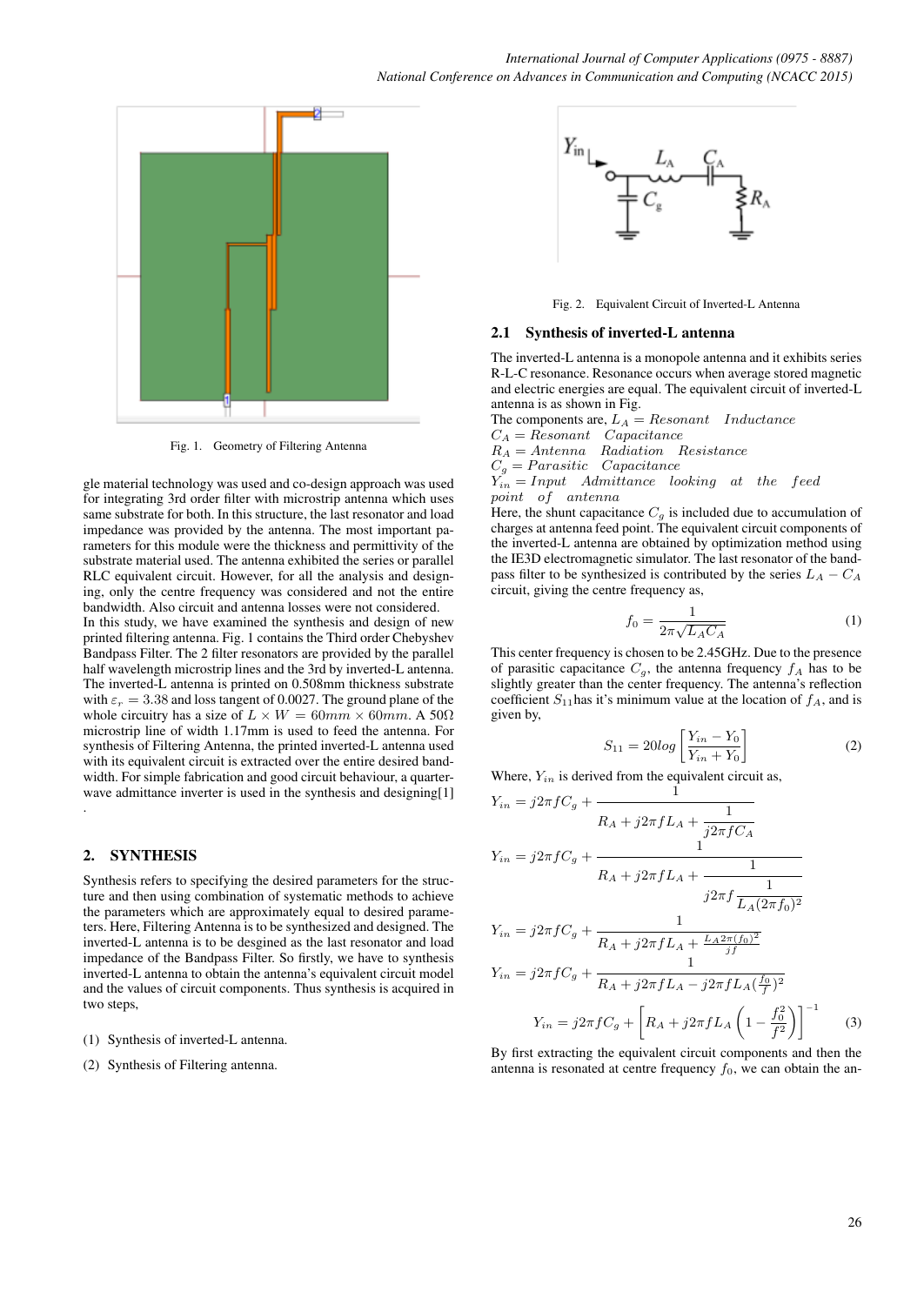Fig. 1. Geometry of Filtering Antenna

gle material technology was used and co-design approach was used for integrating 3rd order filter with microstrip antenna which uses same substrate for both. In this structure, the last resonator and load impedance was provided by the antenna. The most important parameters for this module were the thickness and permittivity of the substrate material used. The antenna exhibited the series or parallel RLC equivalent circuit. However, for all the analysis and designing, only the centre frequency was considered and not the entire bandwidth. Also circuit and antenna losses were not considered.

In this study, we have examined the synthesis and design of new printed filtering antenna. Fig. 1 contains the Third order Chebyshev Bandpass Filter. The 2 filter resonators are provided by the parallel half wavelength microstrip lines and the 3rd by inverted-L antenna. The inverted-L antenna is printed on 0.508mm thickness substrate with $\varepsilon_r = 3.38$ and loss tangent of 0.0027. The ground plane of the whole circuitry has a size of $L \times W = 60mm \times 60mm$. A 50Ω microstrip line of width 1.17mm is used to feed the antenna. For synthesis of Filtering Antenna, the printed inverted-L antenna used with its equivalent circuit is extracted over the entire desired bandwidth. For simple fabrication and good circuit behaviour, a quarter-wave admittance inverter is used in the synthesis and designing[1] .

## 2. SYNTHESIS

Synthesis refers to specifying the desired parameters for the structure and then using combination of systematic methods to achieve the parameters which are approximately equal to desired parameters. Here, Filtering Antenna is to be synthesized and designed. The inverted-L antenna is to be desgined as the last resonator and load impedance of the Bandpass Filter. So firstly, we have to synthesis inverted-L antenna to obtain the antenna's equivalent circuit model and the values of circuit components. Thus synthesis is acquired in two steps,

(1) Synthesis of inverted-L antenna.

(2) Synthesis of Filtering antenna.

Fig. 2. Equivalent Circuit of Inverted-L Antenna

### 2.1 Synthesis of inverted-L antenna

The inverted-L antenna is a monopole antenna and it exhibits series R-L-C resonance. Resonance occurs when average stored magnetic and electric energies are equal. The equivalent circuit of inverted-L antenna is as shown in Fig.

The components are, $L_A = Resonant \quad Inductance$
$C_A = Resonant \quad Capacitance$
$R_A = Antenna \quad Radiation \quad Resistance$
$C_g = Parasitic \quad Capacitance$
$Y_{in} = Input \quad Admittance \quad looking \quad at \quad the \quad feed \quad point \quad of \quad antenna$

Here, the shunt capacitance $C_g$ is included due to accumulation of charges at antenna feed point. The equivalent circuit components of the inverted-L antenna are obtained by optimization method using the IE3D electromagnetic simulator. The last resonator of the bandpass filter to be synthesized is contributed by the series $L_A - C_A$ circuit, giving the centre frequency as,

$$f_0 = \frac{1}{2\pi\sqrt{L_A C_A}} \tag{1}$$

This center frequency is chosen to be 2.45GHz. Due to the presence of parasitic capacitance $C_g$, the antenna frequency $f_A$ has to be slightly greater than the center frequency. The antenna's reflection coefficient $S_{11}$ has it's minimum value at the location of $f_A$, and is given by,

$$S_{11} = 20log\left[\frac{Y_{in} - Y_0}{Y_{in} + Y_0}\right] \tag{2}$$

Where, $Y_{in}$ is derived from the equivalent circuit as,

$$Y_{in} = j2\pi f C_g + \frac{1}{R_A + j2\pi f L_A + \frac{1}{j2\pi f C_A}}$$

$$Y_{in} = j2\pi f C_g + \frac{1}{R_A + j2\pi f L_A + \frac{1}{j2\pi f \frac{1}{L_A(2\pi f_0)^2}}}$$

$$Y_{in} = j2\pi f C_g + \frac{1}{R_A + j2\pi f L_A + \frac{L_A 2\pi (f_0)^2}{jf}}$$

$$Y_{in} = j2\pi f C_g + \frac{1}{R_A + j2\pi f L_A - j2\pi f L_A(\frac{f_0}{f})^2}$$

$$Y_{in} = j2\pi f C_g + \left[R_A + j2\pi f L_A\left(1 - \frac{f_0^2}{f^2}\right)\right]^{-1} \tag{3}$$

By first extracting the equivalent circuit components and then the antenna is resonated at centre frequency $f_0$, we can obtain the an-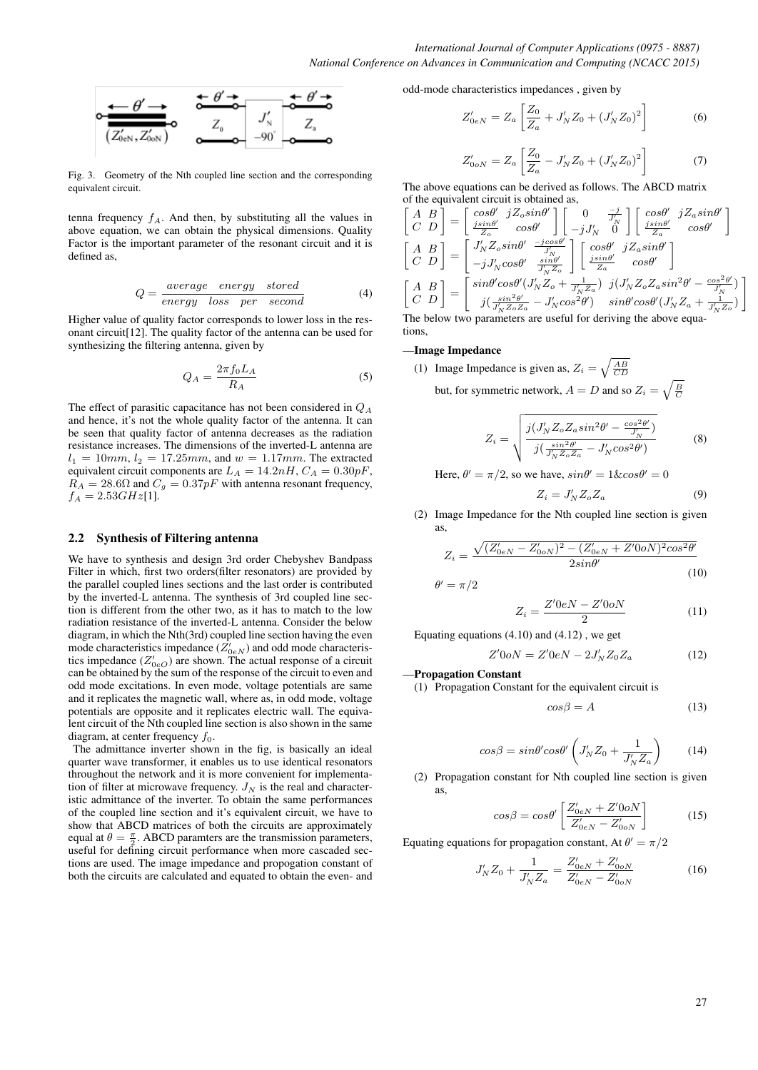Fig. 3. Geometry of the Nth coupled line section and the corresponding equivalent circuit.

tenna frequency $f_A$. And then, by substituting all the values in above equation, we can obtain the physical dimensions. Quality Factor is the important parameter of the resonant circuit and it is defined as,

$$Q = \frac{average \quad energy \quad stored}{energy \quad loss \quad per \quad second} \tag{4}$$

Higher value of quality factor corresponds to lower loss in the resonant circuit[12]. The quality factor of the antenna can be used for synthesizing the filtering antenna, given by

$$Q_A = \frac{2\pi f_0 L_A}{R_A} \tag{5}$$

The effect of parasitic capacitance has not been considered in $Q_A$ and hence, it's not the whole quality factor of the antenna. It can be seen that quality factor of antenna decreases as the radiation resistance increases. The dimensions of the inverted-L antenna are $l_1 = 10mm$, $l_2 = 17.25mm$, and $w = 1.17mm$. The extracted equivalent circuit components are $L_A = 14.2nH$, $C_A = 0.30pF$, $R_A = 28.6\Omega$ and $C_g = 0.37pF$ with antenna resonant frequency, $f_A = 2.53GHz$[1].

## 2.2 Synthesis of Filtering antenna

We have to synthesis and design 3rd order Chebyshev Bandpass Filter in which, first two orders(filter resonators) are provided by the parallel coupled lines sections and the last order is contributed by the inverted-L antenna. The synthesis of 3rd coupled line section is different from the other two, as it has to match to the low radiation resistance of the inverted-L antenna. Consider the below diagram, in which the Nth(3rd) coupled line section having the even mode characteristics impedance ($Z'_{0eN}$) and odd mode characteristics impedance ($Z'_{0eO}$) are shown. The actual response of a circuit can be obtained by the sum of the response of the circuit to even and odd mode excitations. In even mode, voltage potentials are same and it replicates the magnetic wall, where as, in odd mode, voltage potentials are opposite and it replicates electric wall. The equivalent circuit of the Nth coupled line section is also shown in the same diagram, at center frequency $f_0$.

The admittance inverter shown in the fig, is basically an ideal quarter wave transformer, it enables us to use identical resonators throughout the network and it is more convenient for implementation of filter at microwave frequency. $J_N$ is the real and characteristic admittance of the inverter. To obtain the same performances of the coupled line section and it's equivalent circuit, we have to show that ABCD matrices of both the circuits are approximately equal at $\theta = \frac{\pi}{2}$. ABCD paramters are the transmission parameters, useful for defining circuit performance when more cascaded sections are used. The image impedance and propogation constant of both the circuits are calculated and equated to obtain the even- and odd-mode characteristics impedances , given by

$$Z'_{0eN} = Z_a\left[\frac{Z_0}{Z_a} + J'_N Z_0 + (J'_N Z_0)^2\right] \tag{6}$$

$$Z'_{0oN} = Z_a\left[\frac{Z_0}{Z_a} - J'_N Z_0 + (J'_N Z_0)^2\right] \tag{7}$$

The above equations can be derived as follows. The ABCD matrix of the equivalent circuit is obtained as,

$$\begin{bmatrix} A & B \\ C & D \end{bmatrix} = \begin{bmatrix} cos\theta' & jZ_o sin\theta' \\ \frac{jsin\theta'}{Z_o} & cos\theta' \end{bmatrix} \begin{bmatrix} 0 & \frac{-j}{J'_N} \\ -jJ'_N & 0 \end{bmatrix} \begin{bmatrix} cos\theta' & jZ_a sin\theta' \\ \frac{jsin\theta'}{Z_a} & cos\theta' \end{bmatrix}$$

$$\begin{bmatrix} A & B \\ C & D \end{bmatrix} = \begin{bmatrix} J'_N Z_o sin\theta' & \frac{-jcos\theta'}{J'_N} \\ -jJ'_N cos\theta' & \frac{sin\theta'}{J'_N Z_o} \end{bmatrix} \begin{bmatrix} cos\theta' & jZ_a sin\theta' \\ \frac{jsin\theta'}{Z_a} & cos\theta' \end{bmatrix}$$

$$\begin{bmatrix} A & B \\ C & D \end{bmatrix} = \begin{bmatrix} sin\theta' cos\theta'(J'_N Z_o + \frac{1}{J'_N Z_a}) & j(J'_N Z_o Z_a sin^2\theta' - \frac{cos^2\theta'}{J'_N}) \\ j(\frac{sin^2\theta'}{J'_N Z_o Z_a} - J'_N cos^2\theta') & sin\theta' cos\theta'(J'_N Z_a + \frac{1}{J'_N Z_o}) \end{bmatrix}$$

The below two parameters are useful for deriving the above equations,

**—Image Impedance**

(1) Image Impedance is given as, $Z_i = \sqrt{\frac{AB}{CD}}$

but, for symmetric network, $A = D$ and so $Z_i = \sqrt{\frac{B}{C}}$

$$Z_i = \sqrt{\frac{j(J'_N Z_o Z_a sin^2\theta' - \frac{cos^2\theta'}{J'_N})}{j(\frac{sin^2\theta'}{J'_N Z_o Z_a} - J'_N cos^2\theta')}} \tag{8}$$

Here, $\theta' = \pi/2$, so we have, $sin\theta' = 1 \& cos\theta' = 0$

$$Z_i = J'_N Z_o Z_a \tag{9}$$

(2) Image Impedance for the Nth coupled line section is given as,

$$Z_i = \frac{\sqrt{(Z'_{0eN} - Z'_{0oN})^2 - (Z'_{0eN} + Z'0oN)^2 cos^2\theta'}}{2sin\theta'} \tag{10}$$

$\theta' = \pi/2$

$$Z_i = \frac{Z'0eN - Z'0oN}{2} \tag{11}$$

Equating equations (4.10) and (4.12) , we get

$$Z'0oN = Z'0eN - 2J'_N Z_0 Z_a \tag{12}$$

**—Propagation Constant**

(1) Propagation Constant for the equivalent circuit is

$$cos\beta = A \tag{13}$$

$$cos\beta = sin\theta' cos\theta'\left(J'_N Z_0 + \frac{1}{J'_N Z_a}\right) \tag{14}$$

(2) Propagation constant for Nth coupled line section is given as,

$$cos\beta = cos\theta'\left[\frac{Z'_{0eN} + Z'0oN}{Z'_{0eN} - Z'_{0oN}}\right] \tag{15}$$

Equating equations for propagation constant, At $\theta' = \pi/2$

$$J'_N Z_0 + \frac{1}{J'_N Z_a} = \frac{Z'_{0eN} + Z'_{0oN}}{Z'_{0eN} - Z'_{0oN}} \tag{16}$$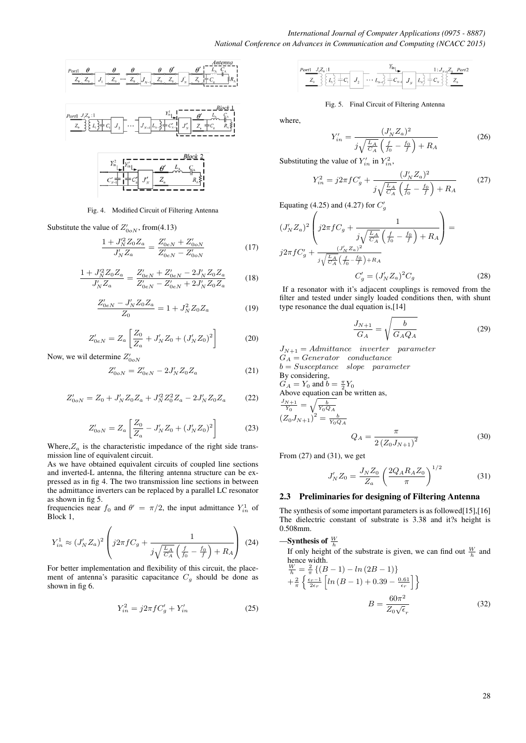Fig. 4. Modified Circuit of Filtering Antenna

Substitute the value of $Z'_{0oN}$, from(4.13)

$$\frac{1+J_N'^2 Z_0 Z_a}{J_N' Z_a} = \frac{Z'_{0eN}+Z'_{0oN}}{Z'_{0eN}-Z'_{0oN}} \tag{17}$$

$$\frac{1+J_N'^2 Z_0 Z_a}{J_N' Z_a} = \frac{Z'_{0eN}+Z'_{0eN}-2J_N' Z_0 Z_a}{Z'_{0eN}-Z'_{0eN}+2J_N' Z_0 Z_a} \tag{18}$$

$$\frac{Z'_{0eN}-J_N' Z_0 Z_a}{Z_0} = 1+J_N^2 Z_0 Z_a \tag{19}$$

$$Z'_{0eN} = Z_a\left[\frac{Z_0}{Z_a}+J_N' Z_0+(J_N' Z_0)^2\right] \tag{20}$$

Now, we wil determine $Z'_{0oN}$

$$Z'_{0oN} = Z'_{0eN}-2J_N' Z_0 Z_a \tag{21}$$

$$Z'_{0oN} = Z_0+J_N' Z_0 Z_a+J_N'^2 Z_0^2 Z_a-2J_N' Z_0 Z_a \tag{22}$$

$$Z'_{0oN} = Z_a\left[\frac{Z_0}{Z_a}-J_N' Z_0+(J_N' Z_0)^2\right] \tag{23}$$

Where, $Z_a$ is the characteristic impedance of the right side transmission line of equivalent circuit.

As we have obtained equivalent circuits of coupled line sections and inverted-L antenna, the filtering antenna structure can be expressed as in fig 4. The two transmission line sections in between the admittance inverters can be replaced by a parallel LC resonator as shown in fig 5.

frequencies near $f_0$ and $\theta' = \pi/2$, the input admittance $Y^1_{in}$ of Block 1,

$$Y^1_{in} \approx (J_N' Z_a)^2\left(j2\pi f C_g+\frac{1}{j\sqrt{\frac{L_A}{C_A}}\left(\frac{f}{f_0}-\frac{f_0}{f}\right)+R_A}\right) \tag{24}$$

For better implementation and flexibility of this circuit, the placement of antenna's parasitic capacitance $C_g$ should be done as shown in fig 6.

$$Y^2_{in} = j2\pi f C'_g+Y'_{in} \tag{25}$$

Fig. 5. Final Circuit of Filtering Antenna

where,

$$Y'_{in} = \frac{(J_N' Z_a)^2}{j\sqrt{\frac{L_A}{C_A}}\left(\frac{f}{f_0}-\frac{f_0}{f}\right)+R_A} \tag{26}$$

Substituting the value of $Y'_{in}$ in $Y^2_{in}$,

$$Y^2_{in} = j2\pi f C'_g+\frac{(J_N' Z_a)^2}{j\sqrt{\frac{L_A}{C_A}}\left(\frac{f}{f_0}-\frac{f_0}{f}\right)+R_A} \tag{27}$$

Equating (4.25) and (4.27) for $C'_g$

$$(J_N' Z_a)^2\left(j2\pi f C_g+\frac{1}{j\sqrt{\frac{L_A}{C_A}}\left(\frac{f}{f_0}-\frac{f_0}{f}\right)+R_A}\right) = j2\pi f C'_g+\frac{(J_N' Z_a)^2}{j\sqrt{\frac{L_A}{C_A}}\left(\frac{f}{f_0}-\frac{f_0}{f}\right)+R_A}$$

$$C'_g = (J_N' Z_a)^2 C_g \tag{28}$$

If a resonator with it's adjacent couplings is removed from the filter and tested under singly loaded conditions then, with shunt type resonance the dual equation is,[14]

$$\frac{J_{N+1}}{G_A} = \sqrt{\frac{b}{G_A Q_A}} \tag{29}$$

$J_{N+1} = Admittance \quad inverter \quad parameter$
$G_A = Generator \quad conductance$
$b = Susceptance \quad slope \quad parameter$

By considering,

$G_A = Y_0$ and $b = \frac{\pi}{2}Y_0$

Above equation can be written as,

$\frac{J_{N+1}}{Y_0} = \sqrt{\frac{b}{Y_0 Q_A}}$

$(Z_0 J_{N+1})^2 = \frac{b}{Y_0 Q_A}$

$$Q_A = \frac{\pi}{2\left(Z_0 J_{N+1}\right)^2} \tag{30}$$

From (27) and (31), we get

$$J_N' Z_0 = \frac{J_N Z_0}{Z_a}\left(\frac{2 Q_A R_A Z_0}{\pi}\right)^{1/2} \tag{31}$$

### 2.3 Preliminaries for designing of Filtering Antenna

The synthesis of some important parameters is as followed[15],[16] The dielectric constant of substrate is 3.38 and it?s height is 0.508mm.

—**Synthesis of $\frac{W}{h}$**

If only height of the substrate is given, we can find out $\frac{W}{h}$ and hence width.

$\frac{W}{h} = \frac{2}{\pi}\left\{(B-1)-ln\left(2B-1\right)\right\}$
$+\frac{2}{\pi}\left\{\frac{\epsilon_r-1}{2\epsilon_r}\left[ln\left(B-1\right)+0.39-\frac{0.61}{\epsilon_r}\right]\right\}$

$$B = \frac{60\pi^2}{Z_0\sqrt{\epsilon}_r} \tag{32}$$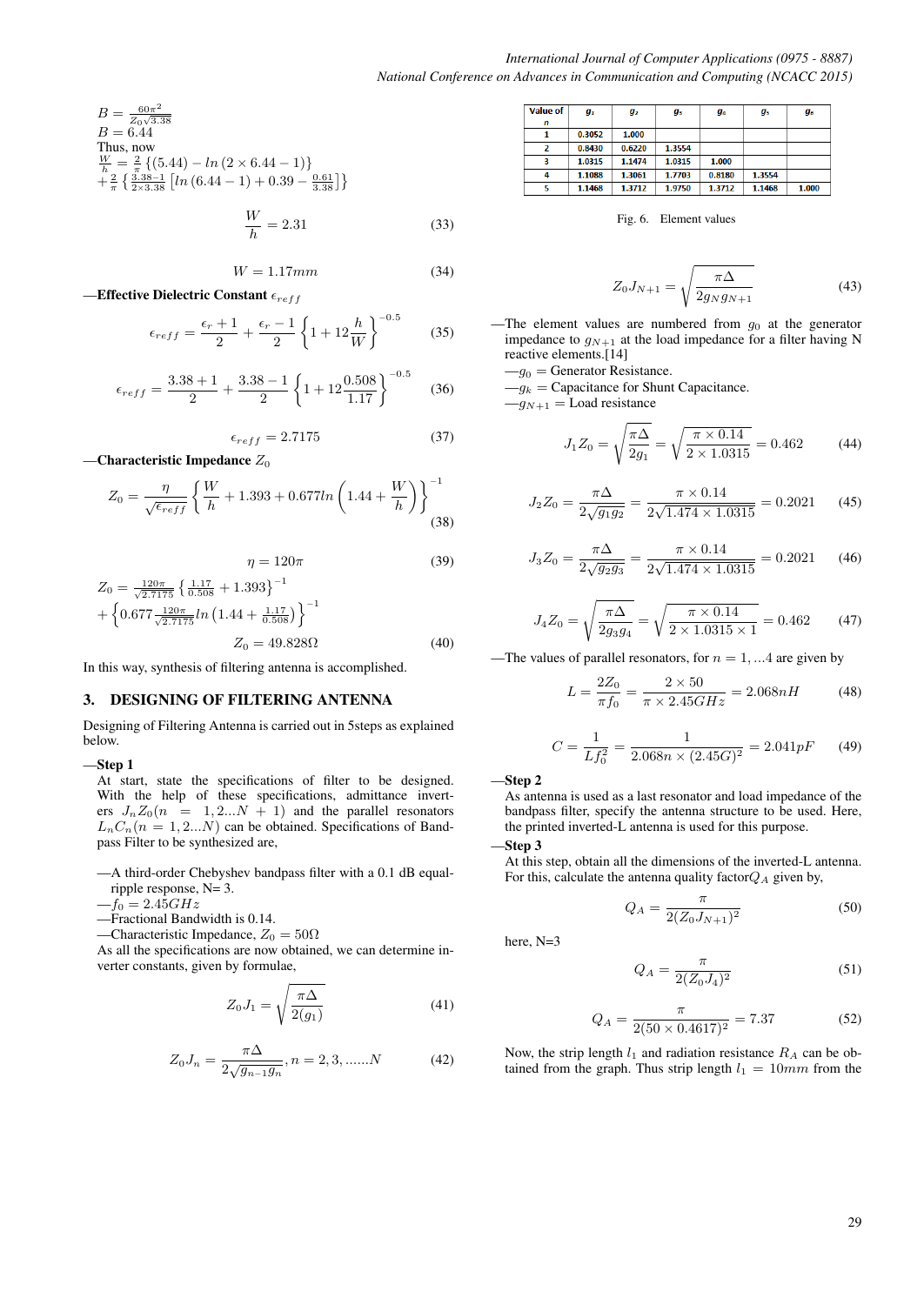$B = \frac{60\pi^2}{Z_0\sqrt{3.38}}$
$B = 6.44$
Thus, now
$\frac{W}{h} = \frac{2}{\pi}\left\{(5.44) - ln\left(2 \times 6.44 - 1\right)\right\}$
$+\frac{2}{\pi}\left\{\frac{3.38-1}{2\times 3.38}\left[ln\left(6.44-1\right) + 0.39 - \frac{0.61}{3.38}\right]\right\}$

$$\frac{W}{h} = 2.31 \tag{33}$$

$$W = 1.17mm \tag{34}$$

—**Effective Dielectric Constant** $\epsilon_{reff}$

$$\epsilon_{reff} = \frac{\epsilon_r + 1}{2} + \frac{\epsilon_r - 1}{2}\left\{1 + 12\frac{h}{W}\right\}^{-0.5} \tag{35}$$

$$\epsilon_{reff} = \frac{3.38 + 1}{2} + \frac{3.38 - 1}{2}\left\{1 + 12\frac{0.508}{1.17}\right\}^{-0.5} \tag{36}$$

$$\epsilon_{reff} = 2.7175 \tag{37}$$

—**Characteristic Impedance** $Z_0$

$$Z_0 = \frac{\eta}{\sqrt{\epsilon_{reff}}}\left\{\frac{W}{h} + 1.393 + 0.677ln\left(1.44 + \frac{W}{h}\right)\right\}^{-1} \tag{38}$$

$$\eta = 120\pi \tag{39}$$

$Z_0 = \frac{120\pi}{\sqrt{2.7175}}\left\{\frac{1.17}{0.508} + 1.393\right\}^{-1}$
$+\left\{0.677\frac{120\pi}{\sqrt{2.7175}}ln\left(1.44 + \frac{1.17}{0.508}\right)\right\}^{-1}$

$$Z_0 = 49.828\Omega \tag{40}$$

In this way, synthesis of filtering antenna is accomplished.

## 3. DESIGNING OF FILTERING ANTENNA

Designing of Filtering Antenna is carried out in 5steps as explained below.

—**Step 1**
At start, state the specifications of filter to be designed. With the help of these specifications, admittance inverters $J_nZ_0(n = 1, 2...N + 1)$ and the parallel resonators $L_nC_n(n = 1, 2...N)$ can be obtained. Specifications of Bandpass Filter to be synthesized are,

—A third-order Chebyshev bandpass filter with a 0.1 dB equal-ripple response, N= 3.
—$f_0 = 2.45GHz$
—Fractional Bandwidth is 0.14.
—Characteristic Impedance, $Z_0 = 50\Omega$
As all the specifications are now obtained, we can determine inverter constants, given by formulae,

$$Z_0J_1 = \sqrt{\frac{\pi\Delta}{2(g_1)}} \tag{41}$$

$$Z_0J_n = \frac{\pi\Delta}{2\sqrt{g_{n-1}g_n}}, n = 2, 3, ......N \tag{42}$$

| Value of n | $g_1$ | $g_2$ | $g_3$ | $g_4$ | $g_5$ | $g_6$ |
|---|---|---|---|---|---|---|
| 1 | 0.3052 | 1.000 | | | | |
| 2 | 0.8430 | 0.6220 | 1.3554 | | | |
| 3 | 1.0315 | 1.1474 | 1.0315 | 1.000 | | |
| 4 | 1.1088 | 1.3061 | 1.7703 | 0.8180 | 1.3554 | |
| 5 | 1.1468 | 1.3712 | 1.9750 | 1.3712 | 1.1468 | 1.000 |

Fig. 6. Element values

$$Z_0J_{N+1} = \sqrt{\frac{\pi\Delta}{2g_Ng_{N+1}}} \tag{43}$$

—The element values are numbered from $g_0$ at the generator impedance to $g_{N+1}$ at the load impedance for a filter having N reactive elements.[14]
—$g_0$ = Generator Resistance.
—$g_k$ = Capacitance for Shunt Capacitance.
—$g_{N+1}$ = Load resistance

$$J_1Z_0 = \sqrt{\frac{\pi\Delta}{2g_1}} = \sqrt{\frac{\pi \times 0.14}{2 \times 1.0315}} = 0.462 \tag{44}$$

$$J_2Z_0 = \frac{\pi\Delta}{2\sqrt{g_1g_2}} = \frac{\pi \times 0.14}{2\sqrt{1.474 \times 1.0315}} = 0.2021 \tag{45}$$

$$J_3Z_0 = \frac{\pi\Delta}{2\sqrt{g_2g_3}} = \frac{\pi \times 0.14}{2\sqrt{1.474 \times 1.0315}} = 0.2021 \tag{46}$$

$$J_4Z_0 = \sqrt{\frac{\pi\Delta}{2g_3g_4}} = \sqrt{\frac{\pi \times 0.14}{2 \times 1.0315 \times 1}} = 0.462 \tag{47}$$

—The values of parallel resonators, for $n = 1, ...4$ are given by

$$L = \frac{2Z_0}{\pi f_0} = \frac{2 \times 50}{\pi \times 2.45GHz} = 2.068nH \tag{48}$$

$$C = \frac{1}{Lf_0^2} = \frac{1}{2.068n \times (2.45G)^2} = 2.041pF \tag{49}$$

—**Step 2**
As antenna is used as a last resonator and load impedance of the bandpass filter, specify the antenna structure to be used. Here, the printed inverted-L antenna is used for this purpose.

—**Step 3**
At this step, obtain all the dimensions of the inverted-L antenna. For this, calculate the antenna quality factor$Q_A$ given by,

$$Q_A = \frac{\pi}{2(Z_0J_{N+1})^2} \tag{50}$$

here, N=3

$$Q_A = \frac{\pi}{2(Z_0J_4)^2} \tag{51}$$

$$Q_A = \frac{\pi}{2(50 \times 0.4617)^2} = 7.37 \tag{52}$$

Now, the strip length $l_1$ and radiation resistance $R_A$ can be obtained from the graph. Thus strip length $l_1 = 10mm$ from the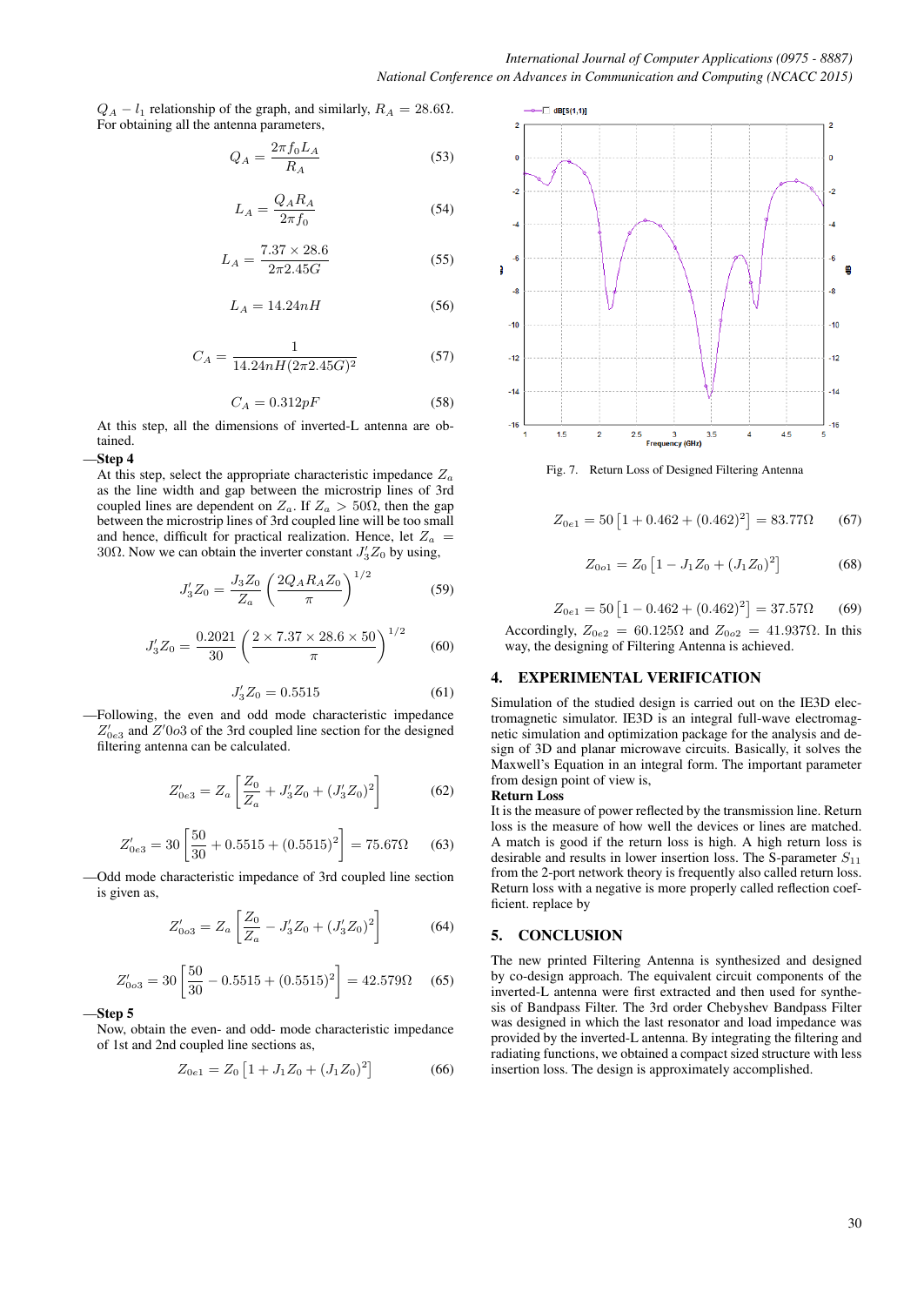$Q_A - l_1$ relationship of the graph, and similarly, $R_A = 28.6\Omega$. For obtaining all the antenna parameters,

$$Q_A = \frac{2\pi f_0 L_A}{R_A} \tag{53}$$

$$L_A = \frac{Q_A R_A}{2\pi f_0} \tag{54}$$

$$L_A = \frac{7.37 \times 28.6}{2\pi 2.45G} \tag{55}$$

$$L_A = 14.24nH \tag{56}$$

$$C_A = \frac{1}{14.24nH(2\pi 2.45G)^2} \tag{57}$$

$$C_A = 0.312pF \tag{58}$$

At this step, all the dimensions of inverted-L antenna are obtained.

—**Step 4**

At this step, select the appropriate characteristic impedance $Z_a$ as the line width and gap between the microstrip lines of 3rd coupled lines are dependent on $Z_a$. If $Z_a > 50\Omega$, then the gap between the microstrip lines of 3rd coupled line will be too small and hence, difficult for practical realization. Hence, let $Z_a = 30\Omega$. Now we can obtain the inverter constant $J_3' Z_0$ by using,

$$J_3' Z_0 = \frac{J_3 Z_0}{Z_a} \left( \frac{2 Q_A R_A Z_0}{\pi} \right)^{1/2} \tag{59}$$

$$J_3' Z_0 = \frac{0.2021}{30} \left( \frac{2 \times 7.37 \times 28.6 \times 50}{\pi} \right)^{1/2} \tag{60}$$

$$J_3' Z_0 = 0.5515 \tag{61}$$

—Following, the even and odd mode characteristic impedance $Z_{0e3}'$ and $Z'0o3$ of the 3rd coupled line section for the designed filtering antenna can be calculated.

$$Z_{0e3}' = Z_a \left[ \frac{Z_0}{Z_a} + J_3' Z_0 + (J_3' Z_0)^2 \right] \tag{62}$$

$$Z_{0e3}' = 30 \left[ \frac{50}{30} + 0.5515 + (0.5515)^2 \right] = 75.67\Omega \tag{63}$$

—Odd mode characteristic impedance of 3rd coupled line section is given as,

$$Z_{0o3}' = Z_a \left[ \frac{Z_0}{Z_a} - J_3' Z_0 + (J_3' Z_0)^2 \right] \tag{64}$$

$$Z_{0o3}' = 30 \left[ \frac{50}{30} - 0.5515 + (0.5515)^2 \right] = 42.579\Omega \tag{65}$$

—**Step 5**

Now, obtain the even- and odd- mode characteristic impedance of 1st and 2nd coupled line sections as,

$$Z_{0e1} = Z_0 \left[ 1 + J_1 Z_0 + (J_1 Z_0)^2 \right] \tag{66}$$

Fig. 7. Return Loss of Designed Filtering Antenna

$$Z_{0e1} = 50 \left[ 1 + 0.462 + (0.462)^2 \right] = 83.77\Omega \tag{67}$$

$$Z_{0o1} = Z_0 \left[ 1 - J_1 Z_0 + (J_1 Z_0)^2 \right] \tag{68}$$

$$Z_{0e1} = 50 \left[ 1 - 0.462 + (0.462)^2 \right] = 37.57\Omega \tag{69}$$

Accordingly, $Z_{0e2} = 60.125\Omega$ and $Z_{0o2} = 41.937\Omega$. In this way, the designing of Filtering Antenna is achieved.

## 4. EXPERIMENTAL VERIFICATION

Simulation of the studied design is carried out on the IE3D electromagnetic simulator. IE3D is an integral full-wave electromagnetic simulation and optimization package for the analysis and design of 3D and planar microwave circuits. Basically, it solves the Maxwell's Equation in an integral form. The important parameter from design point of view is,

**Return Loss**

It is the measure of power reflected by the transmission line. Return loss is the measure of how well the devices or lines are matched. A match is good if the return loss is high. A high return loss is desirable and results in lower insertion loss. The S-parameter $S_{11}$ from the 2-port network theory is frequently also called return loss. Return loss with a negative is more properly called reflection coefficient. replace by

## 5. CONCLUSION

The new printed Filtering Antenna is synthesized and designed by co-design approach. The equivalent circuit components of the inverted-L antenna were first extracted and then used for synthesis of Bandpass Filter. The 3rd order Chebyshev Bandpass Filter was designed in which the last resonator and load impedance was provided by the inverted-L antenna. By integrating the filtering and radiating functions, we obtained a compact sized structure with less insertion loss. The design is approximately accomplished.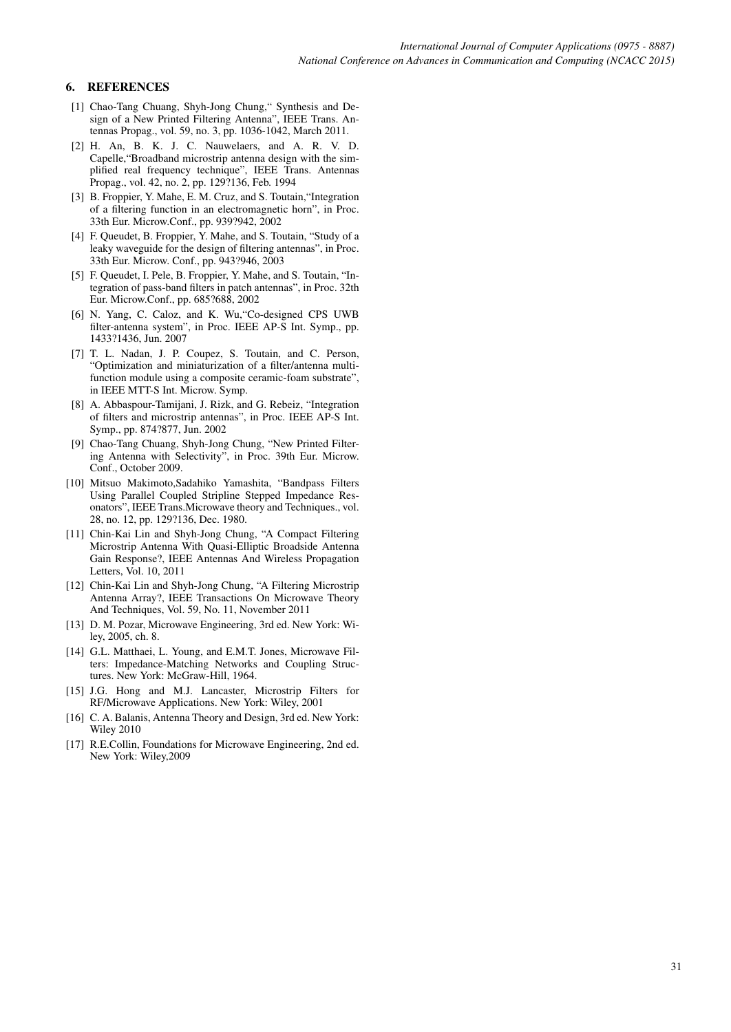## 6. REFERENCES

[1] Chao-Tang Chuang, Shyh-Jong Chung," Synthesis and Design of a New Printed Filtering Antenna", IEEE Trans. Antennas Propag., vol. 59, no. 3, pp. 1036-1042, March 2011.

[2] H. An, B. K. J. C. Nauwelaers, and A. R. V. D. Capelle,"Broadband microstrip antenna design with the simplified real frequency technique", IEEE Trans. Antennas Propag., vol. 42, no. 2, pp. 129?136, Feb. 1994

[3] B. Froppier, Y. Mahe, E. M. Cruz, and S. Toutain,"Integration of a filtering function in an electromagnetic horn", in Proc. 33th Eur. Microw.Conf., pp. 939?942, 2002

[4] F. Queudet, B. Froppier, Y. Mahe, and S. Toutain, "Study of a leaky waveguide for the design of filtering antennas", in Proc. 33th Eur. Microw. Conf., pp. 943?946, 2003

[5] F. Queudet, I. Pele, B. Froppier, Y. Mahe, and S. Toutain, "Integration of pass-band filters in patch antennas", in Proc. 32th Eur. Microw.Conf., pp. 685?688, 2002

[6] N. Yang, C. Caloz, and K. Wu,"Co-designed CPS UWB filter-antenna system", in Proc. IEEE AP-S Int. Symp., pp. 1433?1436, Jun. 2007

[7] T. L. Nadan, J. P. Coupez, S. Toutain, and C. Person, "Optimization and miniaturization of a filter/antenna multifunction module using a composite ceramic-foam substrate", in IEEE MTT-S Int. Microw. Symp.

[8] A. Abbaspour-Tamijani, J. Rizk, and G. Rebeiz, "Integration of filters and microstrip antennas", in Proc. IEEE AP-S Int. Symp., pp. 874?877, Jun. 2002

[9] Chao-Tang Chuang, Shyh-Jong Chung, "New Printed Filtering Antenna with Selectivity", in Proc. 39th Eur. Microw. Conf., October 2009.

[10] Mitsuo Makimoto,Sadahiko Yamashita, "Bandpass Filters Using Parallel Coupled Stripline Stepped Impedance Resonators", IEEE Trans.Microwave theory and Techniques., vol. 28, no. 12, pp. 129?136, Dec. 1980.

[11] Chin-Kai Lin and Shyh-Jong Chung, "A Compact Filtering Microstrip Antenna With Quasi-Elliptic Broadside Antenna Gain Response?, IEEE Antennas And Wireless Propagation Letters, Vol. 10, 2011

[12] Chin-Kai Lin and Shyh-Jong Chung, "A Filtering Microstrip Antenna Array?, IEEE Transactions On Microwave Theory And Techniques, Vol. 59, No. 11, November 2011

[13] D. M. Pozar, Microwave Engineering, 3rd ed. New York: Wiley, 2005, ch. 8.

[14] G.L. Matthaei, L. Young, and E.M.T. Jones, Microwave Filters: Impedance-Matching Networks and Coupling Structures. New York: McGraw-Hill, 1964.

[15] J.G. Hong and M.J. Lancaster, Microstrip Filters for RF/Microwave Applications. New York: Wiley, 2001

[16] C. A. Balanis, Antenna Theory and Design, 3rd ed. New York: Wiley 2010

[17] R.E.Collin, Foundations for Microwave Engineering, 2nd ed. New York: Wiley,2009